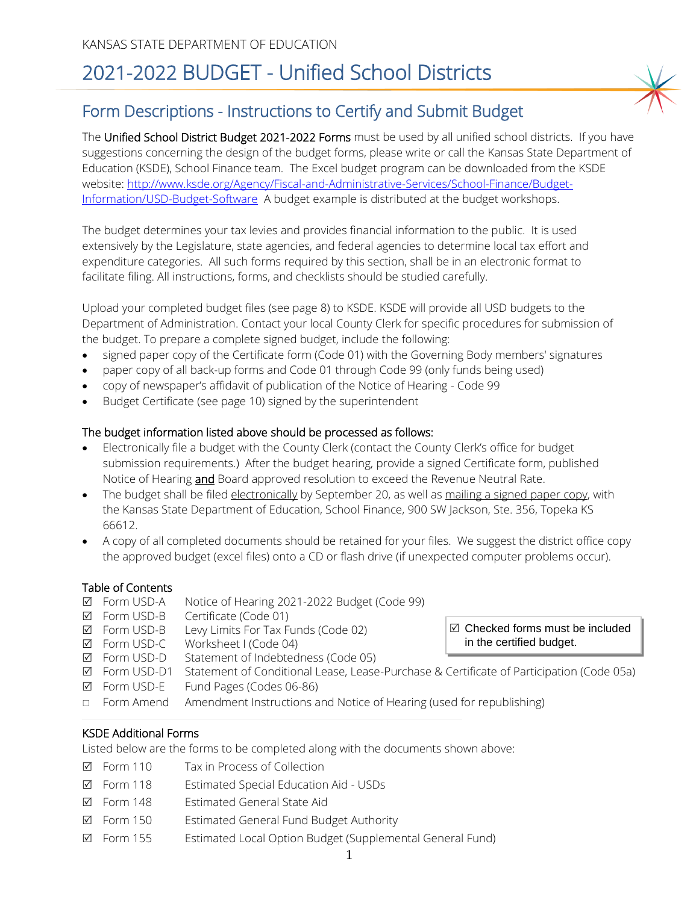KANSAS STATE DEPARTMENT OF EDUCATION

# 2021-2022 BUDGET - Unified School Districts

## Form Descriptions - Instructions to Certify and Submit Budget

The Unified School District Budget 2021-2022 Forms must be used by all unified school districts. If you have suggestions concerning the design of the budget forms, please write or call the Kansas State Department of Education (KSDE), School Finance team. The Excel budget program can be downloaded from the KSDE website: [http://www.ksde.org/Agency/Fiscal-and-Administrative-Services/School-Finance/Budget-Information/USD-Budget-Software](http://www.ksde.org/Agency/Fiscal-and-Administrative-Services/School-Finance/Budget-Information/USD-Budget-Software) A budget example is distributed at the budget workshops.

The budget determines your tax levies and provides financial information to the public. It is used extensively by the Legislature, state agencies, and federal agencies to determine local tax effort and expenditure categories. All such forms required by this section, shall be in an electronic format to facilitate filing. All instructions, forms, and checklists should be studied carefully.

Upload your completed budget files (see page 8) to KSDE. KSDE will provide all USD budgets to the Department of Administration. Contact your local County Clerk for specific procedures for submission of the budget. To prepare a complete signed budget, include the following:

- signed paper copy of the Certificate form (Code 01) with the Governing Body members' signatures
- paper copy of all back-up forms and Code 01 through Code 99 (only funds being used)
- copy of newspaper's affidavit of publication of the Notice of Hearing - Code 99
- Budget Certificate (see page 10) signed by the superintendent

### The budget information listed above should be processed as follows:

- Electronically file a budget with the County Clerk (contact the County Clerk's office for budget submission requirements.) After the budget hearing, provide a signed Certificate form, published Notice of Hearing <u>and</u> Board approved resolution to exceed the Revenue Neutral Rate.
- The budget shall be filed <u>electronically</u> by September 20, as well as <u>mailing a signed paper copy</u>, with the Kansas State Department of Education, School Finance, 900 SW Jackson, Ste. 356, Topeka KS 66612.
- A copy of all completed documents should be retained for your files. We suggest the district office copy the approved budget (excel files) onto a CD or flash drive (if unexpected computer problems occur).

### Table of Contents

☑ Checked forms must be included in the certified budget.

| | | |
|---|---|---|
| ☑ | Form USD-A | Notice of Hearing 2021-2022 Budget (Code 99) |
| ☑ | Form USD-B | Certificate (Code 01) |
| ☑ | Form USD-B | Levy Limits For Tax Funds (Code 02) |
| ☑ | Form USD-C | Worksheet I (Code 04) |
| ☑ | Form USD-D | Statement of Indebtedness (Code 05) |
| ☑ | Form USD-D1 | Statement of Conditional Lease, Lease-Purchase & Certificate of Participation (Code 05a) |
| ☑ | Form USD-E | Fund Pages (Codes 06-86) |
| ☐ | Form Amend | Amendment Instructions and Notice of Hearing (used for republishing) |

### KSDE Additional Forms

Listed below are the forms to be completed along with the documents shown above:

| | | |
|---|---|---|
| ☑ | Form 110 | Tax in Process of Collection |
| ☑ | Form 118 | Estimated Special Education Aid - USDs |
| ☑ | Form 148 | Estimated General State Aid |
| ☑ | Form 150 | Estimated General Fund Budget Authority |
| ☑ | Form 155 | Estimated Local Option Budget (Supplemental General Fund) |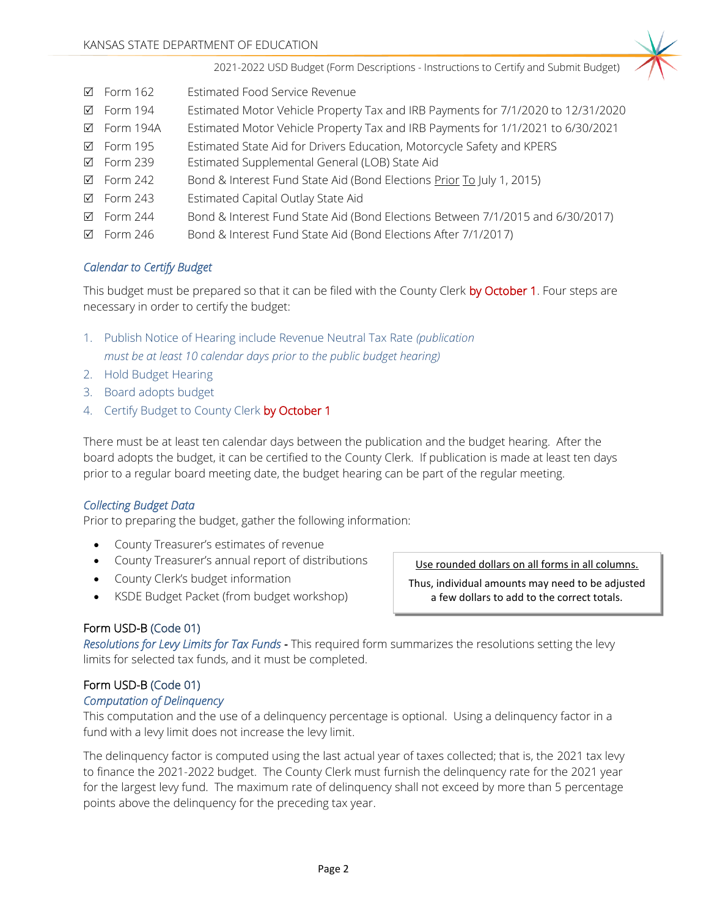- ☑ Form 162 Estimated Food Service Revenue
- ☑ Form 194 Estimated Motor Vehicle Property Tax and IRB Payments for 7/1/2020 to 12/31/2020
- ☑ Form 194A Estimated Motor Vehicle Property Tax and IRB Payments for 1/1/2021 to 6/30/2021
- ☑ Form 195 Estimated State Aid for Drivers Education, Motorcycle Safety and KPERS
- ☑ Form 239 Estimated Supplemental General (LOB) State Aid
- ☑ Form 242 Bond & Interest Fund State Aid (Bond Elections Prior To July 1, 2015)
- ☑ Form 243 Estimated Capital Outlay State Aid
- ☑ Form 244 Bond & Interest Fund State Aid (Bond Elections Between 7/1/2015 and 6/30/2017)
- ☑ Form 246 Bond & Interest Fund State Aid (Bond Elections After 7/1/2017)

### *Calendar to Certify Budget*

This budget must be prepared so that it can be filed with the County Clerk by October 1. Four steps are necessary in order to certify the budget:

1. Publish Notice of Hearing include Revenue Neutral Tax Rate *(publication must be at least 10 calendar days prior to the public budget hearing)*
2. Hold Budget Hearing
3. Board adopts budget
4. Certify Budget to County Clerk by October 1

There must be at least ten calendar days between the publication and the budget hearing. After the board adopts the budget, it can be certified to the County Clerk. If publication is made at least ten days prior to a regular board meeting date, the budget hearing can be part of the regular meeting.

### *Collecting Budget Data*

Prior to preparing the budget, gather the following information:

- County Treasurer's estimates of revenue
- County Treasurer's annual report of distributions
- County Clerk's budget information
- KSDE Budget Packet (from budget workshop)

> Use rounded dollars on all forms in all columns.
>
> Thus, individual amounts may need to be adjusted a few dollars to add to the correct totals.

### Form USD-B (Code 01)

*Resolutions for Levy Limits for Tax Funds* - This required form summarizes the resolutions setting the levy limits for selected tax funds, and it must be completed.

### Form USD-B (Code 01)

*Computation of Delinquency*

This computation and the use of a delinquency percentage is optional. Using a delinquency factor in a fund with a levy limit does not increase the levy limit.

The delinquency factor is computed using the last actual year of taxes collected; that is, the 2021 tax levy to finance the 2021-2022 budget. The County Clerk must furnish the delinquency rate for the 2021 year for the largest levy fund. The maximum rate of delinquency shall not exceed by more than 5 percentage points above the delinquency for the preceding tax year.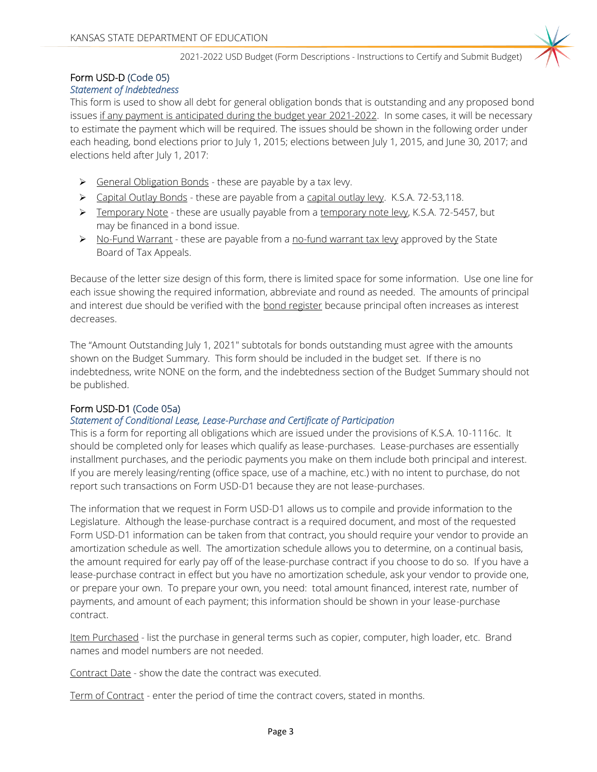## Form USD-D (Code 05)

*Statement of Indebtedness*

This form is used to show all debt for general obligation bonds that is outstanding and any proposed bond issues if any payment is anticipated during the budget year 2021-2022. In some cases, it will be necessary to estimate the payment which will be required. The issues should be shown in the following order under each heading, bond elections prior to July 1, 2015; elections between July 1, 2015, and June 30, 2017; and elections held after July 1, 2017:

- General Obligation Bonds - these are payable by a tax levy.
- Capital Outlay Bonds - these are payable from a capital outlay levy. K.S.A. 72-53,118.
- Temporary Note - these are usually payable from a temporary note levy, K.S.A. 72-5457, but may be financed in a bond issue.
- No-Fund Warrant - these are payable from a no-fund warrant tax levy approved by the State Board of Tax Appeals.

Because of the letter size design of this form, there is limited space for some information. Use one line for each issue showing the required information, abbreviate and round as needed. The amounts of principal and interest due should be verified with the bond register because principal often increases as interest decreases.

The "Amount Outstanding July 1, 2021" subtotals for bonds outstanding must agree with the amounts shown on the Budget Summary. This form should be included in the budget set. If there is no indebtedness, write NONE on the form, and the indebtedness section of the Budget Summary should not be published.

## Form USD-D1 (Code 05a)

*Statement of Conditional Lease, Lease-Purchase and Certificate of Participation*

This is a form for reporting all obligations which are issued under the provisions of K.S.A. 10-1116c. It should be completed only for leases which qualify as lease-purchases. Lease-purchases are essentially installment purchases, and the periodic payments you make on them include both principal and interest. If you are merely leasing/renting (office space, use of a machine, etc.) with no intent to purchase, do not report such transactions on Form USD-D1 because they are not lease-purchases.

The information that we request in Form USD-D1 allows us to compile and provide information to the Legislature. Although the lease-purchase contract is a required document, and most of the requested Form USD-D1 information can be taken from that contract, you should require your vendor to provide an amortization schedule as well. The amortization schedule allows you to determine, on a continual basis, the amount required for early pay off of the lease-purchase contract if you choose to do so. If you have a lease-purchase contract in effect but you have no amortization schedule, ask your vendor to provide one, or prepare your own. To prepare your own, you need: total amount financed, interest rate, number of payments, and amount of each payment; this information should be shown in your lease-purchase contract.

Item Purchased - list the purchase in general terms such as copier, computer, high loader, etc. Brand names and model numbers are not needed.

Contract Date - show the date the contract was executed.

Term of Contract - enter the period of time the contract covers, stated in months.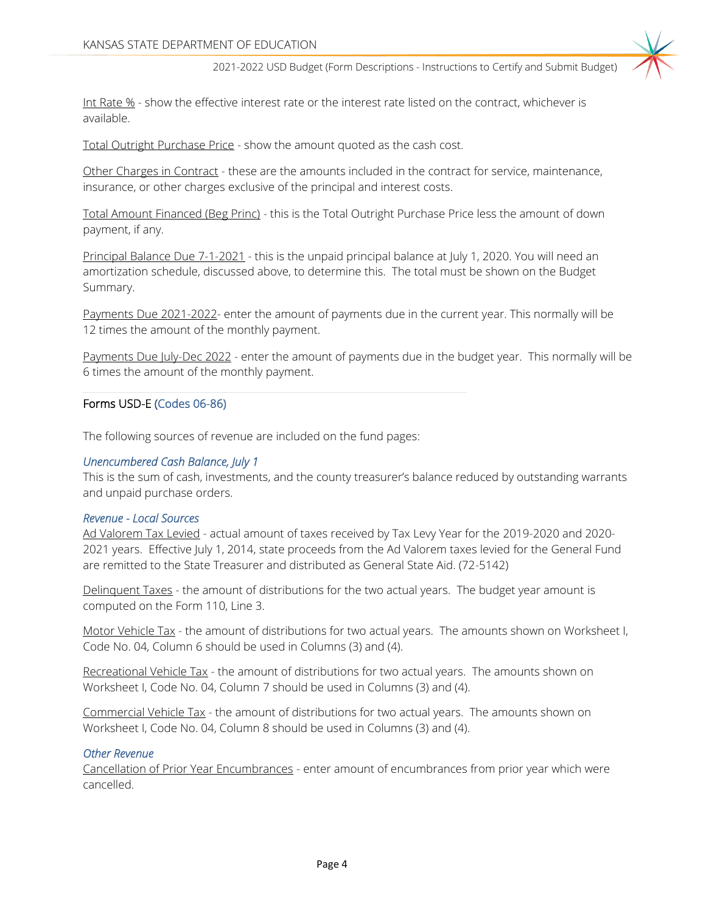Int Rate % - show the effective interest rate or the interest rate listed on the contract, whichever is available.

Total Outright Purchase Price - show the amount quoted as the cash cost.

Other Charges in Contract - these are the amounts included in the contract for service, maintenance, insurance, or other charges exclusive of the principal and interest costs.

Total Amount Financed (Beg Princ) - this is the Total Outright Purchase Price less the amount of down payment, if any.

Principal Balance Due 7-1-2021 - this is the unpaid principal balance at July 1, 2020. You will need an amortization schedule, discussed above, to determine this. The total must be shown on the Budget Summary.

Payments Due 2021-2022- enter the amount of payments due in the current year. This normally will be 12 times the amount of the monthly payment.

Payments Due July-Dec 2022 - enter the amount of payments due in the budget year. This normally will be 6 times the amount of the monthly payment.

---

## Forms USD-E (Codes 06-86)

The following sources of revenue are included on the fund pages:

### *Unencumbered Cash Balance, July 1*

This is the sum of cash, investments, and the county treasurer's balance reduced by outstanding warrants and unpaid purchase orders.

### *Revenue - Local Sources*

Ad Valorem Tax Levied - actual amount of taxes received by Tax Levy Year for the 2019-2020 and 2020-2021 years. Effective July 1, 2014, state proceeds from the Ad Valorem taxes levied for the General Fund are remitted to the State Treasurer and distributed as General State Aid. (72-5142)

Delinquent Taxes - the amount of distributions for the two actual years. The budget year amount is computed on the Form 110, Line 3.

Motor Vehicle Tax - the amount of distributions for two actual years. The amounts shown on Worksheet I, Code No. 04, Column 6 should be used in Columns (3) and (4).

Recreational Vehicle Tax - the amount of distributions for two actual years. The amounts shown on Worksheet I, Code No. 04, Column 7 should be used in Columns (3) and (4).

Commercial Vehicle Tax - the amount of distributions for two actual years. The amounts shown on Worksheet I, Code No. 04, Column 8 should be used in Columns (3) and (4).

### *Other Revenue*

Cancellation of Prior Year Encumbrances - enter amount of encumbrances from prior year which were cancelled.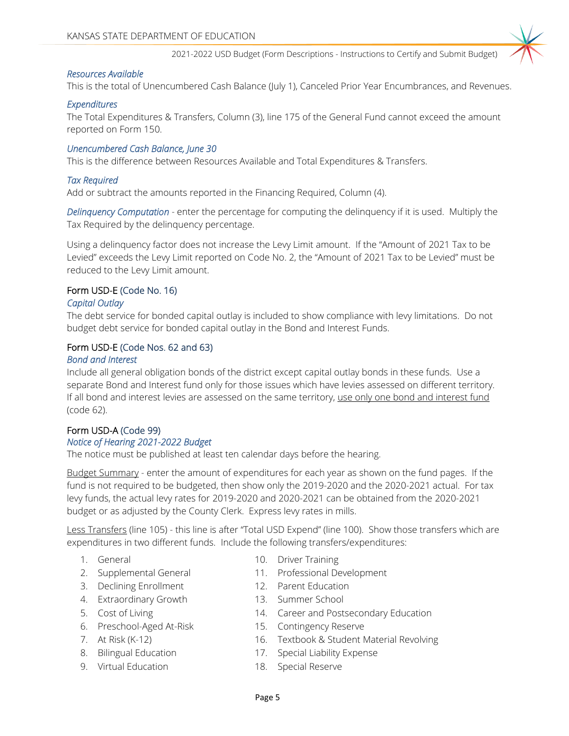*Resources Available*

This is the total of Unencumbered Cash Balance (July 1), Canceled Prior Year Encumbrances, and Revenues.

*Expenditures*

The Total Expenditures & Transfers, Column (3), line 175 of the General Fund cannot exceed the amount reported on Form 150.

*Unencumbered Cash Balance, June 30*

This is the difference between Resources Available and Total Expenditures & Transfers.

*Tax Required*

Add or subtract the amounts reported in the Financing Required, Column (4).

*Delinquency Computation* - enter the percentage for computing the delinquency if it is used. Multiply the Tax Required by the delinquency percentage.

Using a delinquency factor does not increase the Levy Limit amount. If the "Amount of 2021 Tax to be Levied" exceeds the Levy Limit reported on Code No. 2, the "Amount of 2021 Tax to be Levied" must be reduced to the Levy Limit amount.

### Form USD-E (Code No. 16)

*Capital Outlay*

The debt service for bonded capital outlay is included to show compliance with levy limitations. Do not budget debt service for bonded capital outlay in the Bond and Interest Funds.

### Form USD-E (Code Nos. 62 and 63)

*Bond and Interest*

Include all general obligation bonds of the district except capital outlay bonds in these funds. Use a separate Bond and Interest fund only for those issues which have levies assessed on different territory. If all bond and interest levies are assessed on the same territory, use only one bond and interest fund (code 62).

### Form USD-A (Code 99)

*Notice of Hearing 2021-2022 Budget*

The notice must be published at least ten calendar days before the hearing.

Budget Summary - enter the amount of expenditures for each year as shown on the fund pages. If the fund is not required to be budgeted, then show only the 2019-2020 and the 2020-2021 actual. For tax levy funds, the actual levy rates for 2019-2020 and 2020-2021 can be obtained from the 2020-2021 budget or as adjusted by the County Clerk. Express levy rates in mills.

Less Transfers (line 105) - this line is after "Total USD Expend" (line 100). Show those transfers which are expenditures in two different funds. Include the following transfers/expenditures:

1. General
2. Supplemental General
3. Declining Enrollment
4. Extraordinary Growth
5. Cost of Living
6. Preschool-Aged At-Risk
7. At Risk (K-12)
8. Bilingual Education
9. Virtual Education
10. Driver Training
11. Professional Development
12. Parent Education
13. Summer School
14. Career and Postsecondary Education
15. Contingency Reserve
16. Textbook & Student Material Revolving
17. Special Liability Expense
18. Special Reserve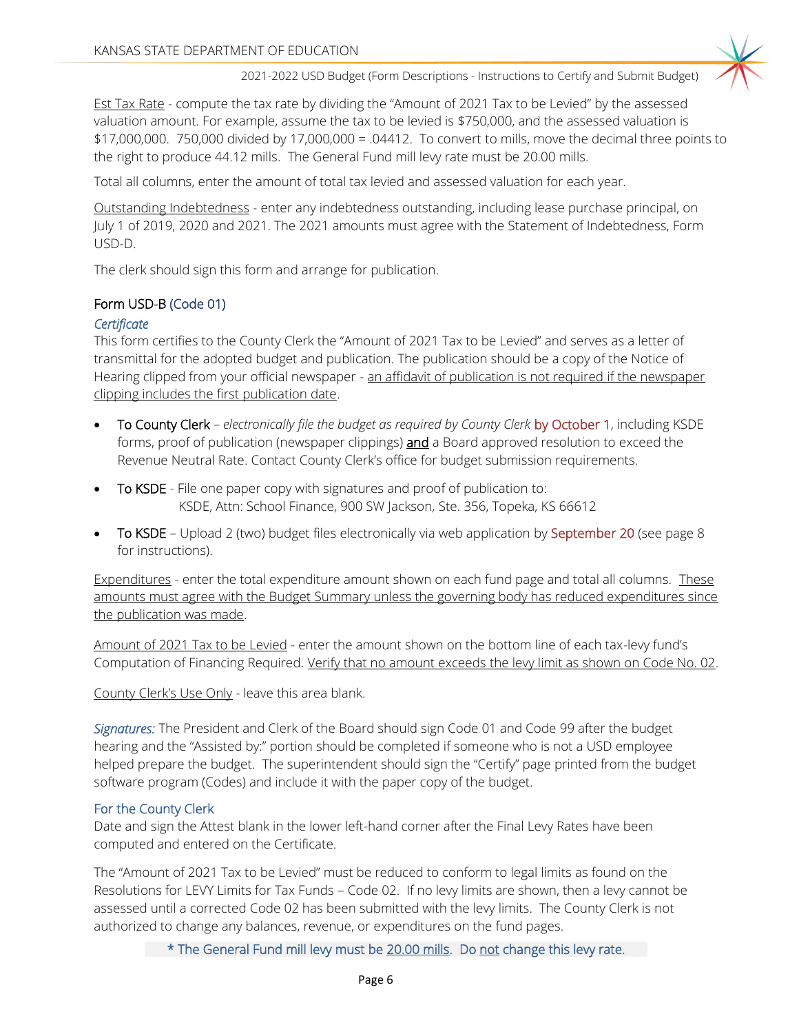Est Tax Rate - compute the tax rate by dividing the "Amount of 2021 Tax to be Levied" by the assessed valuation amount. For example, assume the tax to be levied is $750,000, and the assessed valuation is $17,000,000. 750,000 divided by 17,000,000 = .04412. To convert to mills, move the decimal three points to the right to produce 44.12 mills. The General Fund mill levy rate must be 20.00 mills.

Total all columns, enter the amount of total tax levied and assessed valuation for each year.

Outstanding Indebtedness - enter any indebtedness outstanding, including lease purchase principal, on July 1 of 2019, 2020 and 2021. The 2021 amounts must agree with the Statement of Indebtedness, Form USD-D.

The clerk should sign this form and arrange for publication.

### Form USD-B (Code 01)

*Certificate*

This form certifies to the County Clerk the "Amount of 2021 Tax to be Levied" and serves as a letter of transmittal for the adopted budget and publication. The publication should be a copy of the Notice of Hearing clipped from your official newspaper - an affidavit of publication is not required if the newspaper clipping includes the first publication date.

- To County Clerk – *electronically file the budget as required by County Clerk* by October 1, including KSDE forms, proof of publication (newspaper clippings) **and** a Board approved resolution to exceed the Revenue Neutral Rate. Contact County Clerk's office for budget submission requirements.
- To KSDE - File one paper copy with signatures and proof of publication to: KSDE, Attn: School Finance, 900 SW Jackson, Ste. 356, Topeka, KS 66612
- To KSDE – Upload 2 (two) budget files electronically via web application by September 20 (see page 8 for instructions).

Expenditures - enter the total expenditure amount shown on each fund page and total all columns. These amounts must agree with the Budget Summary unless the governing body has reduced expenditures since the publication was made.

Amount of 2021 Tax to be Levied - enter the amount shown on the bottom line of each tax-levy fund's Computation of Financing Required. Verify that no amount exceeds the levy limit as shown on Code No. 02.

County Clerk's Use Only - leave this area blank.

*Signatures:* The President and Clerk of the Board should sign Code 01 and Code 99 after the budget hearing and the "Assisted by:" portion should be completed if someone who is not a USD employee helped prepare the budget. The superintendent should sign the "Certify" page printed from the budget software program (Codes) and include it with the paper copy of the budget.

#### For the County Clerk

Date and sign the Attest blank in the lower left-hand corner after the Final Levy Rates have been computed and entered on the Certificate.

The "Amount of 2021 Tax to be Levied" must be reduced to conform to legal limits as found on the Resolutions for LEVY Limits for Tax Funds – Code 02. If no levy limits are shown, then a levy cannot be assessed until a corrected Code 02 has been submitted with the levy limits. The County Clerk is not authorized to change any balances, revenue, or expenditures on the fund pages.

* The General Fund mill levy must be 20.00 mills. Do not change this levy rate.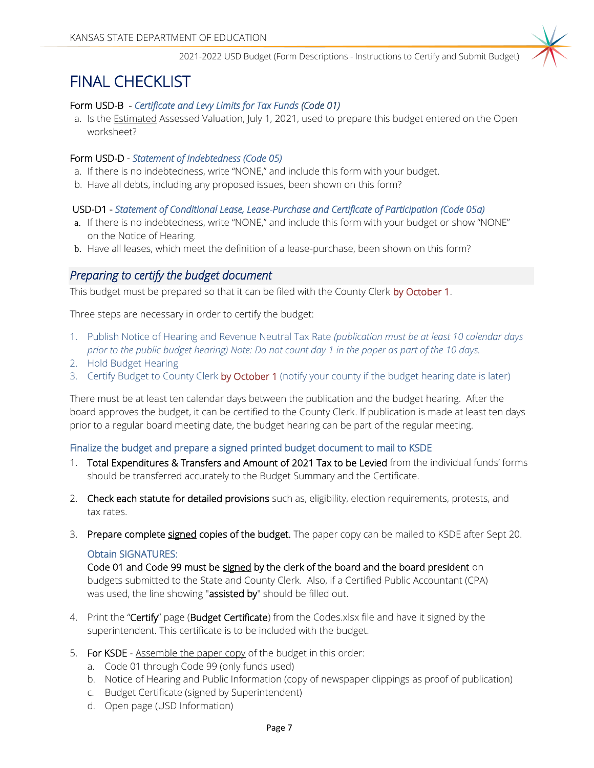# FINAL CHECKLIST

Form USD-B - *Certificate and Levy Limits for Tax Funds (Code 01)*

a. Is the Estimated Assessed Valuation, July 1, 2021, used to prepare this budget entered on the Open worksheet?

Form USD-D - *Statement of Indebtedness (Code 05)*

a. If there is no indebtedness, write "NONE," and include this form with your budget.
b. Have all debts, including any proposed issues, been shown on this form?

USD-D1 - *Statement of Conditional Lease, Lease-Purchase and Certificate of Participation (Code 05a)*

a. If there is no indebtedness, write "NONE," and include this form with your budget or show "NONE" on the Notice of Hearing.
b. Have all leases, which meet the definition of a lease-purchase, been shown on this form?

## *Preparing to certify the budget document*

This budget must be prepared so that it can be filed with the County Clerk by October 1.

Three steps are necessary in order to certify the budget:

1. Publish Notice of Hearing and Revenue Neutral Tax Rate *(publication must be at least 10 calendar days prior to the public budget hearing) Note: Do not count day 1 in the paper as part of the 10 days.*
2. Hold Budget Hearing
3. Certify Budget to County Clerk by October 1 (notify your county if the budget hearing date is later)

There must be at least ten calendar days between the publication and the budget hearing. After the board approves the budget, it can be certified to the County Clerk. If publication is made at least ten days prior to a regular board meeting date, the budget hearing can be part of the regular meeting.

### Finalize the budget and prepare a signed printed budget document to mail to KSDE

1. **Total Expenditures & Transfers and Amount of 2021 Tax to be Levied** from the individual funds' forms should be transferred accurately to the Budget Summary and the Certificate.

2. **Check each statute for detailed provisions** such as, eligibility, election requirements, protests, and tax rates.

3. **Prepare complete signed copies of the budget.** The paper copy can be mailed to KSDE after Sept 20.

   Obtain SIGNATURES:
   **Code 01 and Code 99 must be signed by the clerk of the board and the board president** on budgets submitted to the State and County Clerk. Also, if a Certified Public Accountant (CPA) was used, the line showing "**assisted by**" should be filled out.

4. Print the "**Certify**" page (**Budget Certificate**) from the Codes.xlsx file and have it signed by the superintendent. This certificate is to be included with the budget.

5. **For KSDE** - Assemble the paper copy of the budget in this order:
   a. Code 01 through Code 99 (only funds used)
   b. Notice of Hearing and Public Information (copy of newspaper clippings as proof of publication)
   c. Budget Certificate (signed by Superintendent)
   d. Open page (USD Information)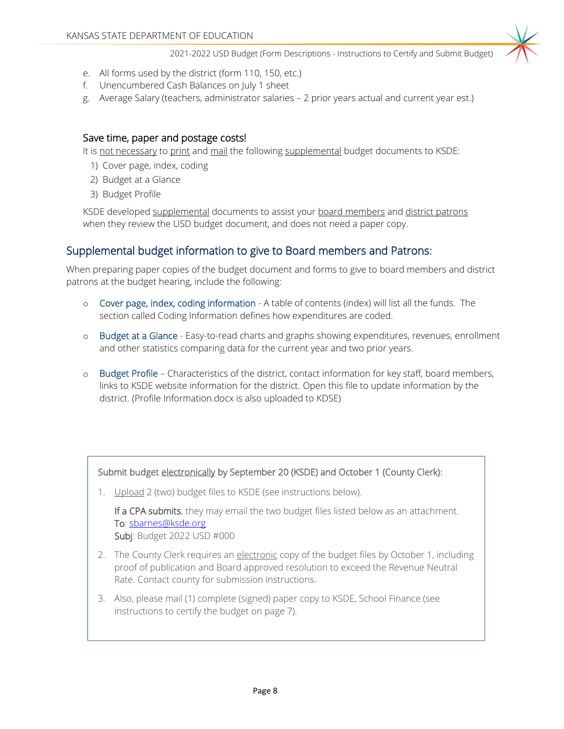e. All forms used by the district (form 110, 150, etc.)
f. Unencumbered Cash Balances on July 1 sheet
g. Average Salary (teachers, administrator salaries – 2 prior years actual and current year est.)

### Save time, paper and postage costs!

It is not necessary to print and mail the following supplemental budget documents to KSDE:

1) Cover page, index, coding
2) Budget at a Glance
3) Budget Profile

KSDE developed supplemental documents to assist your board members and district patrons when they review the USD budget document, and does not need a paper copy.

## Supplemental budget information to give to Board members and Patrons:

When preparing paper copies of the budget document and forms to give to board members and district patrons at the budget hearing, include the following:

- Cover page, index, coding information - A table of contents (index) will list all the funds. The section called Coding Information defines how expenditures are coded.
- Budget at a Glance - Easy-to-read charts and graphs showing expenditures, revenues, enrollment and other statistics comparing data for the current year and two prior years.
- Budget Profile – Characteristics of the district, contact information for key staff, board members, links to KSDE website information for the district. Open this file to update information by the district. (Profile Information.docx is also uploaded to KDSE)

Submit budget electronically by September 20 (KSDE) and October 1 (County Clerk):

1. Upload 2 (two) budget files to KSDE (see instructions below).

   **If a CPA submits**, they may email the two budget files listed below as an attachment.
   To: sbarnes@ksde.org
   Subj: Budget 2022 USD #000

2. The County Clerk requires an electronic copy of the budget files by October 1, including proof of publication and Board approved resolution to exceed the Revenue Neutral Rate. Contact county for submission instructions.

3. Also, please mail (1) complete (signed) paper copy to KSDE, School Finance (see instructions to certify the budget on page 7).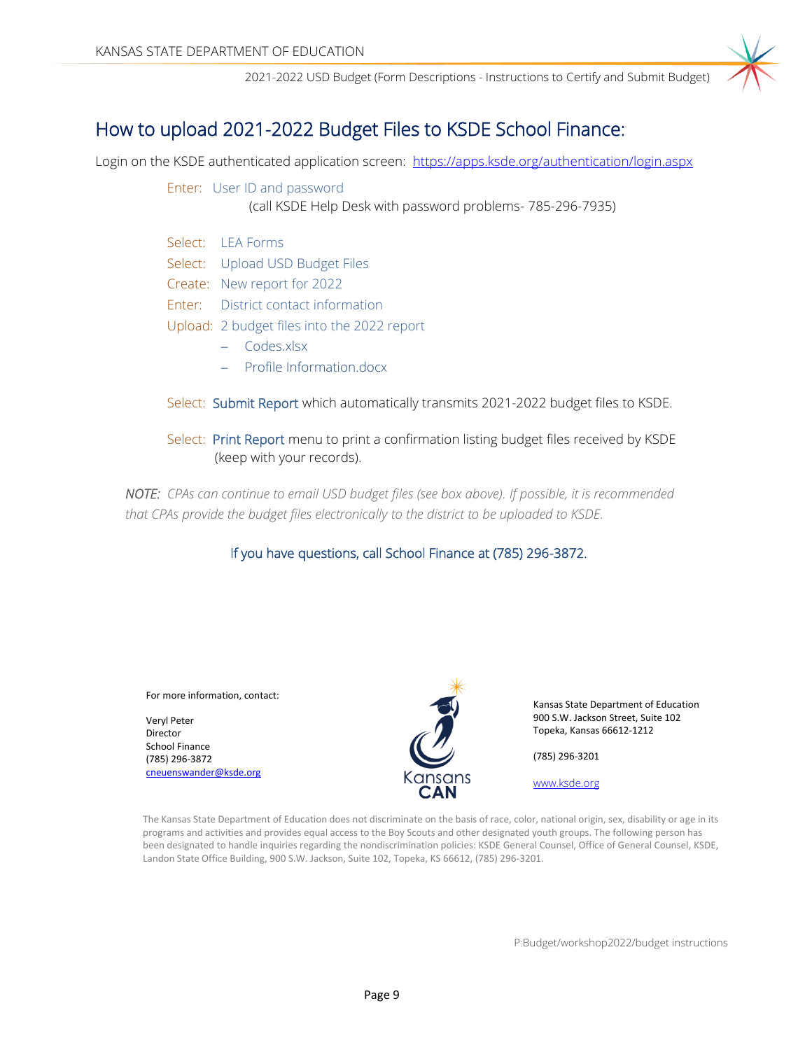# How to upload 2021-2022 Budget Files to KSDE School Finance:

Login on the KSDE authenticated application screen: https://apps.ksde.org/authentication/login.aspx

Enter: User ID and password
(call KSDE Help Desk with password problems- 785-296-7935)

Select: LEA Forms
Select: Upload USD Budget Files
Create: New report for 2022
Enter: District contact information
Upload: 2 budget files into the 2022 report
- Codes.xlsx
- Profile Information.docx

Select: Submit Report which automatically transmits 2021-2022 budget files to KSDE.

Select: Print Report menu to print a confirmation listing budget files received by KSDE (keep with your records).

*NOTE: CPAs can continue to email USD budget files (see box above). If possible, it is recommended that CPAs provide the budget files electronically to the district to be uploaded to KSDE.*

If you have questions, call School Finance at (785) 296-3872.

For more information, contact:

Veryl Peter
Director
School Finance
(785) 296-3872
cneuenswander@ksde.org

Kansas State Department of Education
900 S.W. Jackson Street, Suite 102
Topeka, Kansas 66612-1212

(785) 296-3201

www.ksde.org

The Kansas State Department of Education does not discriminate on the basis of race, color, national origin, sex, disability or age in its programs and activities and provides equal access to the Boy Scouts and other designated youth groups. The following person has been designated to handle inquiries regarding the nondiscrimination policies: KSDE General Counsel, Office of General Counsel, KSDE, Landon State Office Building, 900 S.W. Jackson, Suite 102, Topeka, KS 66612, (785) 296-3201.

P:Budget/workshop2022/budget instructions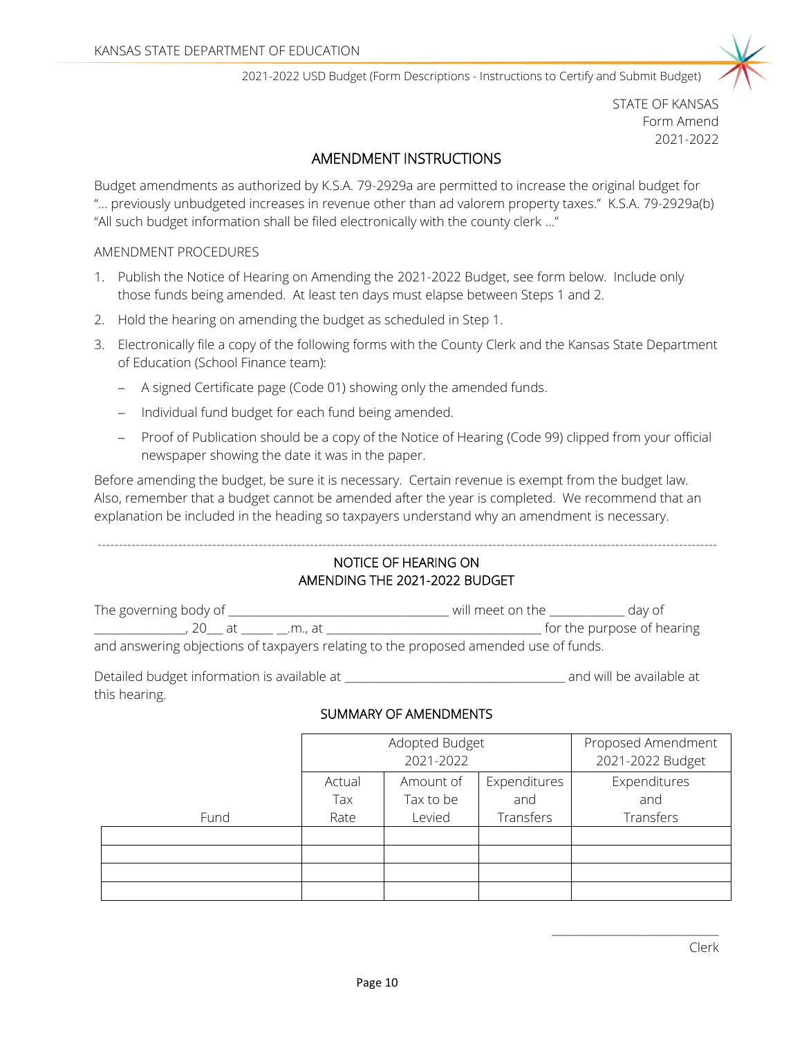STATE OF KANSAS
Form Amend
2021-2022

## AMENDMENT INSTRUCTIONS

Budget amendments as authorized by K.S.A. 79-2929a are permitted to increase the original budget for "... previously unbudgeted increases in revenue other than ad valorem property taxes." K.S.A. 79-2929a(b) "All such budget information shall be filed electronically with the county clerk ..."

AMENDMENT PROCEDURES

1. Publish the Notice of Hearing on Amending the 2021-2022 Budget, see form below. Include only those funds being amended. At least ten days must elapse between Steps 1 and 2.
2. Hold the hearing on amending the budget as scheduled in Step 1.
3. Electronically file a copy of the following forms with the County Clerk and the Kansas State Department of Education (School Finance team):
   - A signed Certificate page (Code 01) showing only the amended funds.
   - Individual fund budget for each fund being amended.
   - Proof of Publication should be a copy of the Notice of Hearing (Code 99) clipped from your official newspaper showing the date it was in the paper.

Before amending the budget, be sure it is necessary. Certain revenue is exempt from the budget law. Also, remember that a budget cannot be amended after the year is completed. We recommend that an explanation be included in the heading so taxpayers understand why an amendment is necessary.

---

## NOTICE OF HEARING ON AMENDING THE 2021-2022 BUDGET

The governing body of ___________________________________ will meet on the ____________ day of _______________, 20___ at ______ __.m., at ___________________________________ for the purpose of hearing and answering objections of taxpayers relating to the proposed amended use of funds.

Detailed budget information is available at ___________________________________ and will be available at this hearing.

### SUMMARY OF AMENDMENTS

| | Adopted Budget 2021-2022 | | | Proposed Amendment 2021-2022 Budget |
|---|---|---|---|---|
| Fund | Actual Tax Rate | Amount of Tax to be Levied | Expenditures and Transfers | Expenditures and Transfers |
| | | | | |
| | | | | |
| | | | | |
| | | | | |

____________________________
Clerk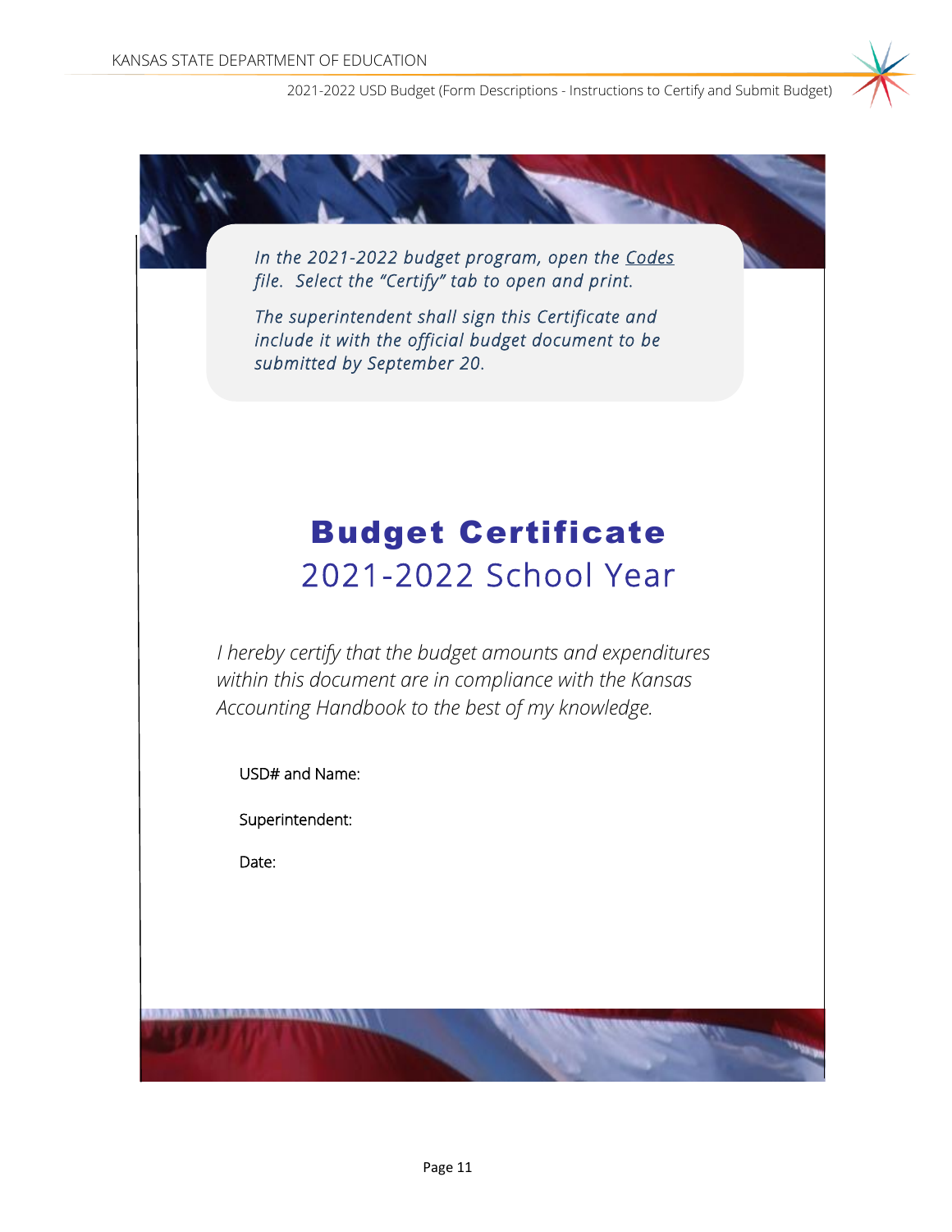*In the 2021-2022 budget program, open the Codes file. Select the "Certify" tab to open and print.*

*The superintendent shall sign this Certificate and include it with the official budget document to be submitted by September 20.*

# Budget Certificate

## 2021-2022 School Year

*I hereby certify that the budget amounts and expenditures within this document are in compliance with the Kansas Accounting Handbook to the best of my knowledge.*

USD# and Name:

Superintendent:

Date: